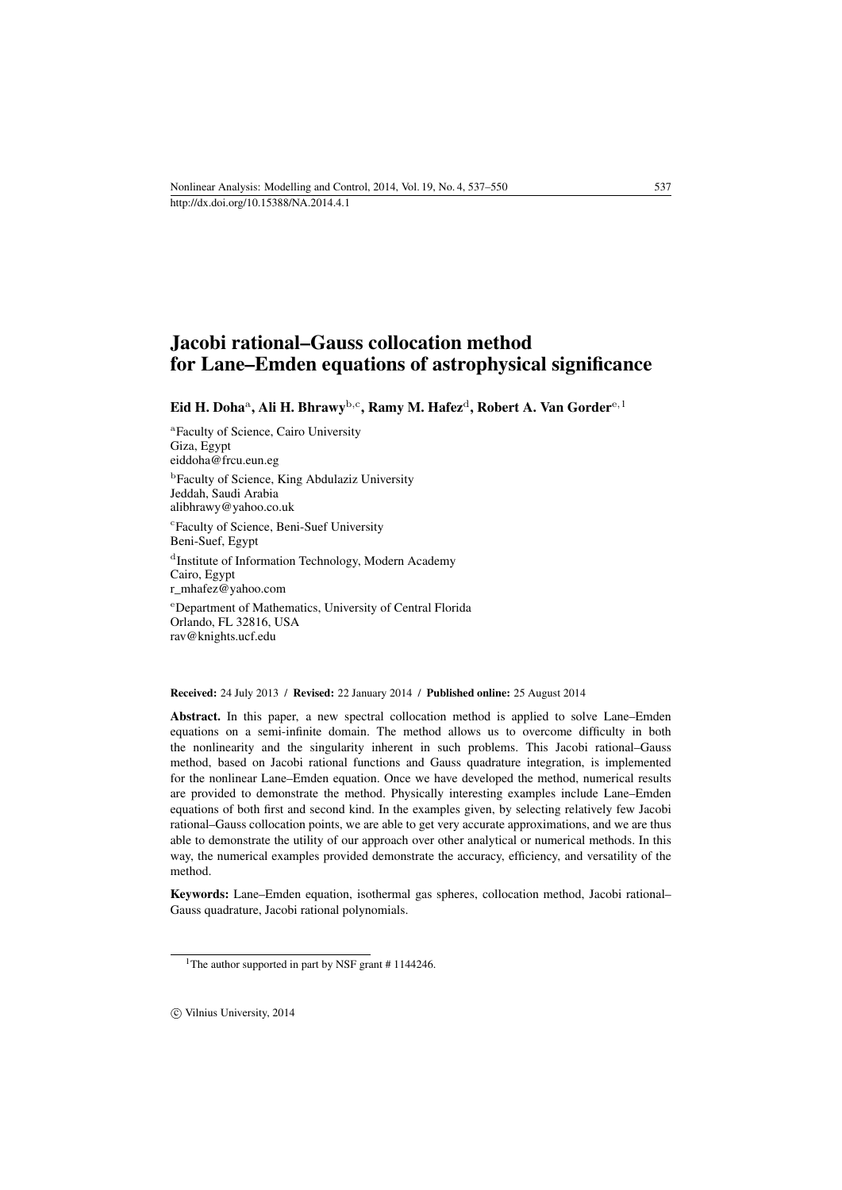# Jacobi rational–Gauss collocation method for Lane–Emden equations of astrophysical significance

**Eid H. Doha**[a], **Ali H. Bhrawy**[b,c], **Ramy M. Hafez**[d], **Robert A. Van Gorder**[e,1]

[a]Faculty of Science, Cairo University
Giza, Egypt
eiddoha@frcu.eun.eg

[b]Faculty of Science, King Abdulaziz University
Jeddah, Saudi Arabia
alibhrawy@yahoo.co.uk

[c]Faculty of Science, Beni-Suef University
Beni-Suef, Egypt

[d]Institute of Information Technology, Modern Academy
Cairo, Egypt
r_mhafez@yahoo.com

[e]Department of Mathematics, University of Central Florida
Orlando, FL 32816, USA
rav@knights.ucf.edu

**Received:** 24 July 2013 / **Revised:** 22 January 2014 / **Published online:** 25 August 2014

**Abstract.** In this paper, a new spectral collocation method is applied to solve Lane–Emden equations on a semi-infinite domain. The method allows us to overcome difficulty in both the nonlinearity and the singularity inherent in such problems. This Jacobi rational–Gauss method, based on Jacobi rational functions and Gauss quadrature integration, is implemented for the nonlinear Lane–Emden equation. Once we have developed the method, numerical results are provided to demonstrate the method. Physically interesting examples include Lane–Emden equations of both first and second kind. In the examples given, by selecting relatively few Jacobi rational–Gauss collocation points, we are able to get very accurate approximations, and we are thus able to demonstrate the utility of our approach over other analytical or numerical methods. In this way, the numerical examples provided demonstrate the accuracy, efficiency, and versatility of the method.

**Keywords:** Lane–Emden equation, isothermal gas spheres, collocation method, Jacobi rational–Gauss quadrature, Jacobi rational polynomials.

[1]The author supported in part by NSF grant # 1144246.

© Vilnius University, 2014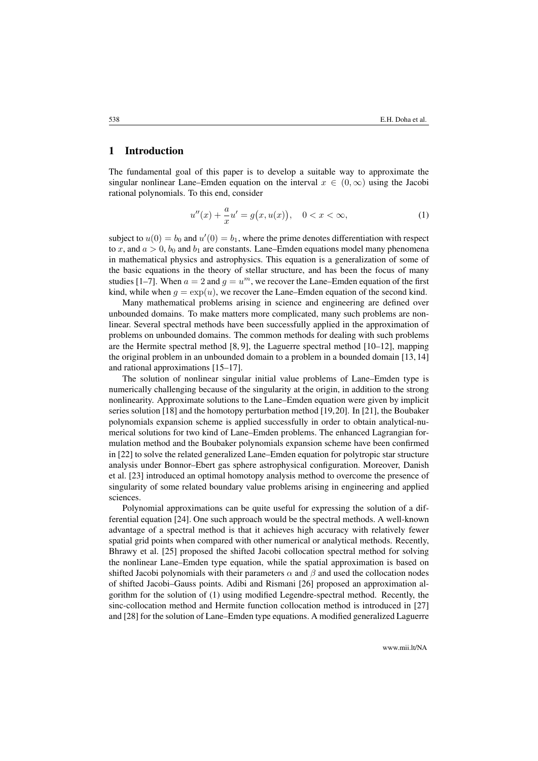## 1 Introduction

The fundamental goal of this paper is to develop a suitable way to approximate the singular nonlinear Lane–Emden equation on the interval $x \in (0, \infty)$ using the Jacobi rational polynomials. To this end, consider

$$u''(x) + \frac{a}{x}u' = g\big(x, u(x)\big), \quad 0 < x < \infty, \tag{1}$$

subject to $u(0) = b_0$ and $u'(0) = b_1$, where the prime denotes differentiation with respect to $x$, and $a > 0$, $b_0$ and $b_1$ are constants. Lane–Emden equations model many phenomena in mathematical physics and astrophysics. This equation is a generalization of some of the basic equations in the theory of stellar structure, and has been the focus of many studies [1–7]. When $a = 2$ and $g = u^m$, we recover the Lane–Emden equation of the first kind, while when $g = \exp(u)$, we recover the Lane–Emden equation of the second kind.

Many mathematical problems arising in science and engineering are defined over unbounded domains. To make matters more complicated, many such problems are nonlinear. Several spectral methods have been successfully applied in the approximation of problems on unbounded domains. The common methods for dealing with such problems are the Hermite spectral method [8, 9], the Laguerre spectral method [10–12], mapping the original problem in an unbounded domain to a problem in a bounded domain [13, 14] and rational approximations [15–17].

The solution of nonlinear singular initial value problems of Lane–Emden type is numerically challenging because of the singularity at the origin, in addition to the strong nonlinearity. Approximate solutions to the Lane–Emden equation were given by implicit series solution [18] and the homotopy perturbation method [19, 20]. In [21], the Boubaker polynomials expansion scheme is applied successfully in order to obtain analytical-numerical solutions for two kind of Lane–Emden problems. The enhanced Lagrangian formulation method and the Boubaker polynomials expansion scheme have been confirmed in [22] to solve the related generalized Lane–Emden equation for polytropic star structure analysis under Bonnor–Ebert gas sphere astrophysical configuration. Moreover, Danish et al. [23] introduced an optimal homotopy analysis method to overcome the presence of singularity of some related boundary value problems arising in engineering and applied sciences.

Polynomial approximations can be quite useful for expressing the solution of a differential equation [24]. One such approach would be the spectral methods. A well-known advantage of a spectral method is that it achieves high accuracy with relatively fewer spatial grid points when compared with other numerical or analytical methods. Recently, Bhrawy et al. [25] proposed the shifted Jacobi collocation spectral method for solving the nonlinear Lane–Emden type equation, while the spatial approximation is based on shifted Jacobi polynomials with their parameters $\alpha$ and $\beta$ and used the collocation nodes of shifted Jacobi–Gauss points. Adibi and Rismani [26] proposed an approximation algorithm for the solution of (1) using modified Legendre-spectral method. Recently, the sinc-collocation method and Hermite function collocation method is introduced in [27] and [28] for the solution of Lane–Emden type equations. A modified generalized Laguerre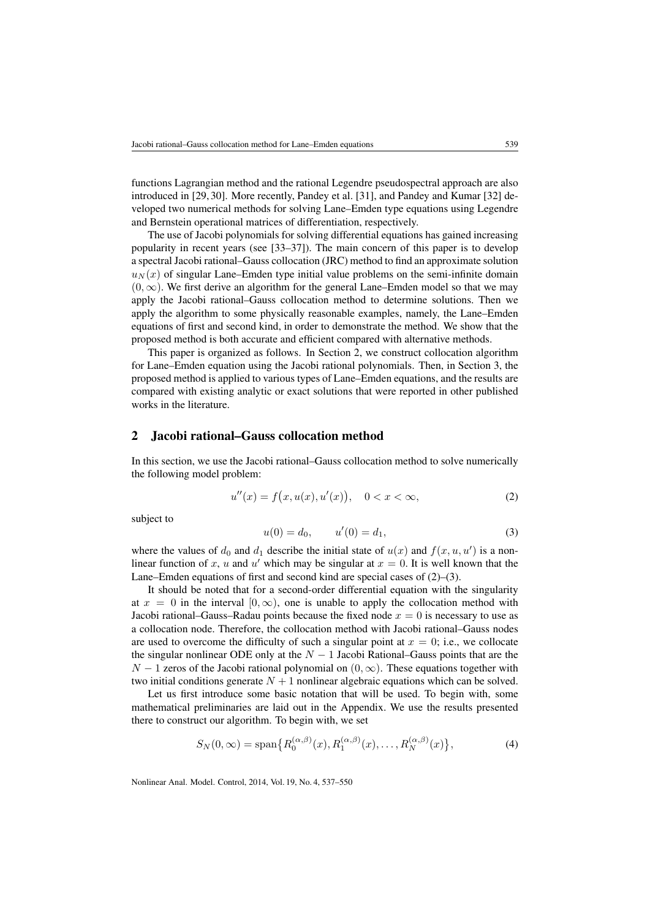functions Lagrangian method and the rational Legendre pseudospectral approach are also introduced in [29, 30]. More recently, Pandey et al. [31], and Pandey and Kumar [32] developed two numerical methods for solving Lane–Emden type equations using Legendre and Bernstein operational matrices of differentiation, respectively.

The use of Jacobi polynomials for solving differential equations has gained increasing popularity in recent years (see [33–37]). The main concern of this paper is to develop a spectral Jacobi rational–Gauss collocation (JRC) method to find an approximate solution $u_N(x)$ of singular Lane–Emden type initial value problems on the semi-infinite domain $(0, \infty)$. We first derive an algorithm for the general Lane–Emden model so that we may apply the Jacobi rational–Gauss collocation method to determine solutions. Then we apply the algorithm to some physically reasonable examples, namely, the Lane–Emden equations of first and second kind, in order to demonstrate the method. We show that the proposed method is both accurate and efficient compared with alternative methods.

This paper is organized as follows. In Section 2, we construct collocation algorithm for Lane–Emden equation using the Jacobi rational polynomials. Then, in Section 3, the proposed method is applied to various types of Lane–Emden equations, and the results are compared with existing analytic or exact solutions that were reported in other published works in the literature.

## 2 Jacobi rational–Gauss collocation method

In this section, we use the Jacobi rational–Gauss collocation method to solve numerically the following model problem:

$$u''(x) = f\big(x, u(x), u'(x)\big), \quad 0 < x < \infty, \tag{2}$$

subject to

$$u(0) = d_0, \qquad u'(0) = d_1, \tag{3}$$

where the values of $d_0$ and $d_1$ describe the initial state of $u(x)$ and $f(x, u, u')$ is a nonlinear function of $x$, $u$ and $u'$ which may be singular at $x = 0$. It is well known that the Lane–Emden equations of first and second kind are special cases of (2)–(3).

It should be noted that for a second-order differential equation with the singularity at $x = 0$ in the interval $[0, \infty)$, one is unable to apply the collocation method with Jacobi rational–Gauss–Radau points because the fixed node $x = 0$ is necessary to use as a collocation node. Therefore, the collocation method with Jacobi rational–Gauss nodes are used to overcome the difficulty of such a singular point at $x = 0$; i.e., we collocate the singular nonlinear ODE only at the $N - 1$ Jacobi Rational–Gauss points that are the $N - 1$ zeros of the Jacobi rational polynomial on $(0, \infty)$. These equations together with two initial conditions generate $N + 1$ nonlinear algebraic equations which can be solved.

Let us first introduce some basic notation that will be used. To begin with, some mathematical preliminaries are laid out in the Appendix. We use the results presented there to construct our algorithm. To begin with, we set

$$S_N(0, \infty) = \operatorname{span}\big\{R_0^{(\alpha,\beta)}(x), R_1^{(\alpha,\beta)}(x), \ldots, R_N^{(\alpha,\beta)}(x)\big\}, \tag{4}$$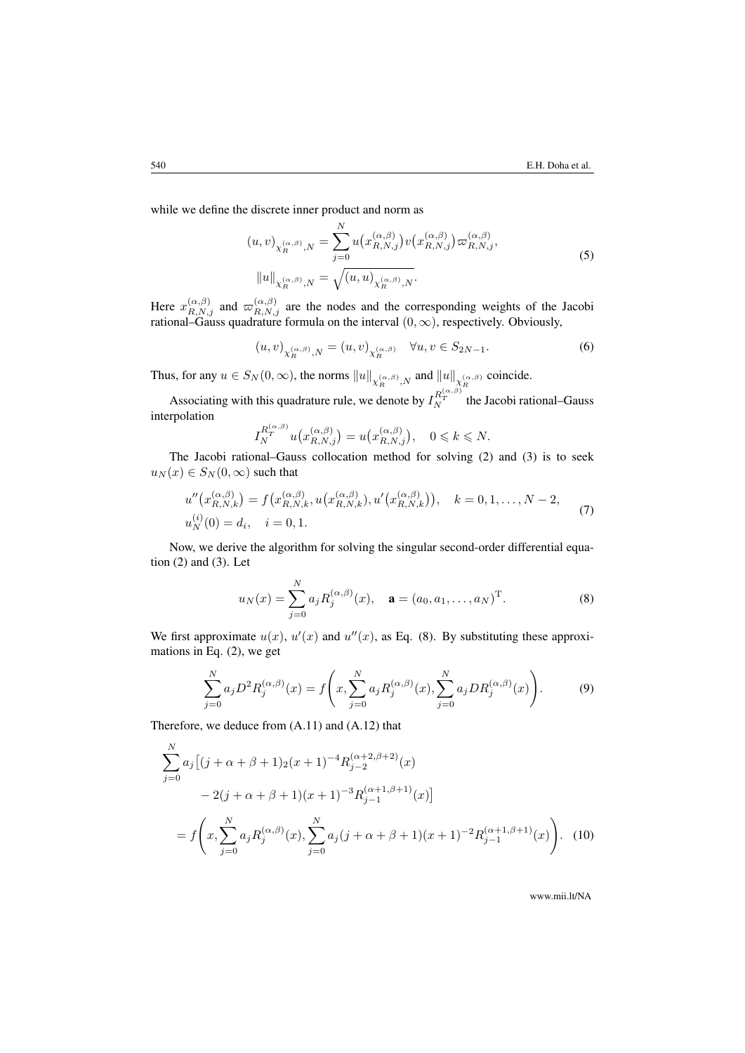while we define the discrete inner product and norm as

$$
\begin{aligned}
(u, v)_{\chi_R^{(\alpha,\beta)},N} &= \sum_{j=0}^{N} u\big(x_{R,N,j}^{(\alpha,\beta)}\big) v\big(x_{R,N,j}^{(\alpha,\beta)}\big) \varpi_{R,N,j}^{(\alpha,\beta)}, \\
\|u\|_{\chi_R^{(\alpha,\beta)},N} &= \sqrt{(u, u)_{\chi_R^{(\alpha,\beta)},N}}.
\end{aligned} \tag{5}
$$

Here $x_{R,N,j}^{(\alpha,\beta)}$ and $\varpi_{R,N,j}^{(\alpha,\beta)}$ are the nodes and the corresponding weights of the Jacobi rational–Gauss quadrature formula on the interval $(0, \infty)$, respectively. Obviously,

$$
(u, v)_{\chi_R^{(\alpha,\beta)},N} = (u, v)_{\chi_R^{(\alpha,\beta)}} \quad \forall u, v \in S_{2N-1}. \tag{6}
$$

Thus, for any $u \in S_N(0, \infty)$, the norms $\|u\|_{\chi_R^{(\alpha,\beta)},N}$ and $\|u\|_{\chi_R^{(\alpha,\beta)}}$ coincide.

Associating with this quadrature rule, we denote by $I_N^{R_T^{(\alpha,\beta)}}$ the Jacobi rational–Gauss interpolation

$$
I_N^{R_T^{(\alpha,\beta)}} u\big(x_{R,N,j}^{(\alpha,\beta)}\big) = u\big(x_{R,N,j}^{(\alpha,\beta)}\big), \quad 0 \leqslant k \leqslant N.
$$

The Jacobi rational–Gauss collocation method for solving (2) and (3) is to seek $u_N(x) \in S_N(0, \infty)$ such that

$$
\begin{aligned}
&u''\big(x_{R,N,k}^{(\alpha,\beta)}\big) = f\big(x_{R,N,k}^{(\alpha,\beta)}, u\big(x_{R,N,k}^{(\alpha,\beta)}\big), u'\big(x_{R,N,k}^{(\alpha,\beta)}\big)\big), \quad k = 0, 1, \ldots, N-2, \\
&u_N^{(i)}(0) = d_i, \quad i = 0, 1.
\end{aligned} \tag{7}
$$

Now, we derive the algorithm for solving the singular second-order differential equation (2) and (3). Let

$$
u_N(x) = \sum_{j=0}^{N} a_j R_j^{(\alpha,\beta)}(x), \quad \mathbf{a} = (a_0, a_1, \ldots, a_N)^{\mathrm{T}}. \tag{8}
$$

We first approximate $u(x)$, $u'(x)$ and $u''(x)$, as Eq. (8). By substituting these approximations in Eq. (2), we get

$$
\sum_{j=0}^{N} a_j D^2 R_j^{(\alpha,\beta)}(x) = f\left(x, \sum_{j=0}^{N} a_j R_j^{(\alpha,\beta)}(x), \sum_{j=0}^{N} a_j D R_j^{(\alpha,\beta)}(x)\right). \tag{9}
$$

Therefore, we deduce from (A.11) and (A.12) that

$$
\begin{aligned}
&\sum_{j=0}^{N} a_j \big[(j + \alpha + \beta + 1)_2 (x+1)^{-4} R_{j-2}^{(\alpha+2,\beta+2)}(x) \\
&\qquad - 2(j + \alpha + \beta + 1)(x+1)^{-3} R_{j-1}^{(\alpha+1,\beta+1)}(x)\big] \\
&= f\left(x, \sum_{j=0}^{N} a_j R_j^{(\alpha,\beta)}(x), \sum_{j=0}^{N} a_j (j + \alpha + \beta + 1)(x+1)^{-2} R_{j-1}^{(\alpha+1,\beta+1)}(x)\right).
\end{aligned} \tag{10}
$$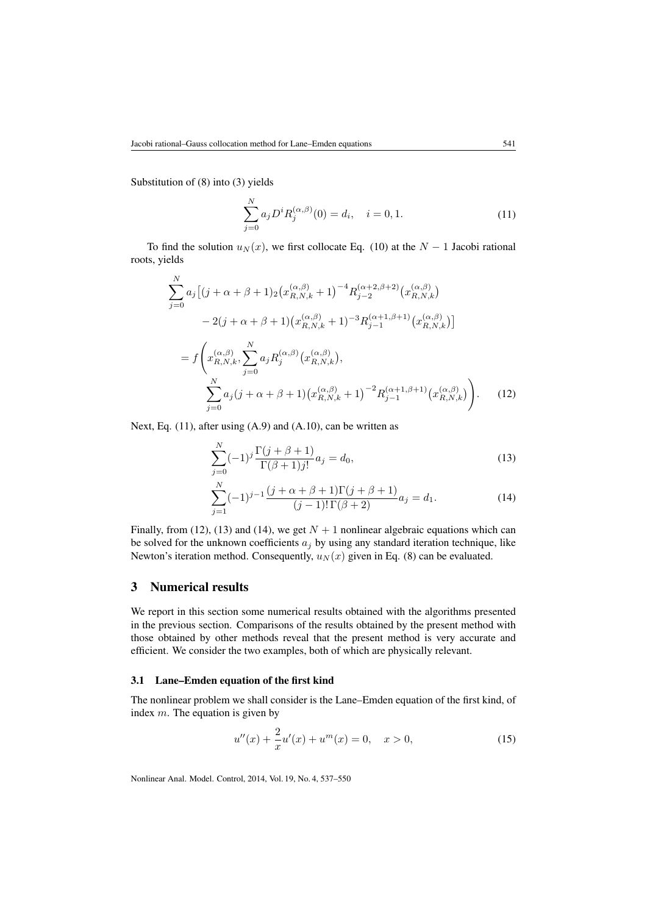Substitution of (8) into (3) yields

$$\sum_{j=0}^{N} a_j D^i R_j^{(\alpha,\beta)}(0) = d_i, \quad i = 0, 1. \tag{11}$$

To find the solution $u_N(x)$, we first collocate Eq. (10) at the $N-1$ Jacobi rational roots, yields

$$\begin{aligned}
&\sum_{j=0}^{N} a_j \big[ (j+\alpha+\beta+1)_2 \big(x_{R,N,k}^{(\alpha,\beta)}+1\big)^{-4} R_{j-2}^{(\alpha+2,\beta+2)}\big(x_{R,N,k}^{(\alpha,\beta)}\big) \\
&\qquad - 2(j+\alpha+\beta+1)\big(x_{R,N,k}^{(\alpha,\beta)}+1\big)^{-3} R_{j-1}^{(\alpha+1,\beta+1)}\big(x_{R,N,k}^{(\alpha,\beta)}\big)\big] \\
&= f\Bigg( x_{R,N,k}^{(\alpha,\beta)}, \sum_{j=0}^{N} a_j R_j^{(\alpha,\beta)}\big(x_{R,N,k}^{(\alpha,\beta)}\big), \\
&\qquad \sum_{j=0}^{N} a_j (j+\alpha+\beta+1)\big(x_{R,N,k}^{(\alpha,\beta)}+1\big)^{-2} R_{j-1}^{(\alpha+1,\beta+1)}\big(x_{R,N,k}^{(\alpha,\beta)}\big) \Bigg).
\end{aligned} \tag{12}$$

Next, Eq. (11), after using (A.9) and (A.10), can be written as

$$\sum_{j=0}^{N} (-1)^j \frac{\Gamma(j+\beta+1)}{\Gamma(\beta+1) j!} a_j = d_0, \tag{13}$$

$$\sum_{j=1}^{N} (-1)^{j-1} \frac{(j+\alpha+\beta+1)\Gamma(j+\beta+1)}{(j-1)!\,\Gamma(\beta+2)} a_j = d_1. \tag{14}$$

Finally, from (12), (13) and (14), we get $N+1$ nonlinear algebraic equations which can be solved for the unknown coefficients $a_j$ by using any standard iteration technique, like Newton's iteration method. Consequently, $u_N(x)$ given in Eq. (8) can be evaluated.

## 3 Numerical results

We report in this section some numerical results obtained with the algorithms presented in the previous section. Comparisons of the results obtained by the present method with those obtained by other methods reveal that the present method is very accurate and efficient. We consider the two examples, both of which are physically relevant.

### 3.1 Lane–Emden equation of the first kind

The nonlinear problem we shall consider is the Lane–Emden equation of the first kind, of index $m$. The equation is given by

$$u''(x) + \frac{2}{x} u'(x) + u^m(x) = 0, \quad x > 0, \tag{15}$$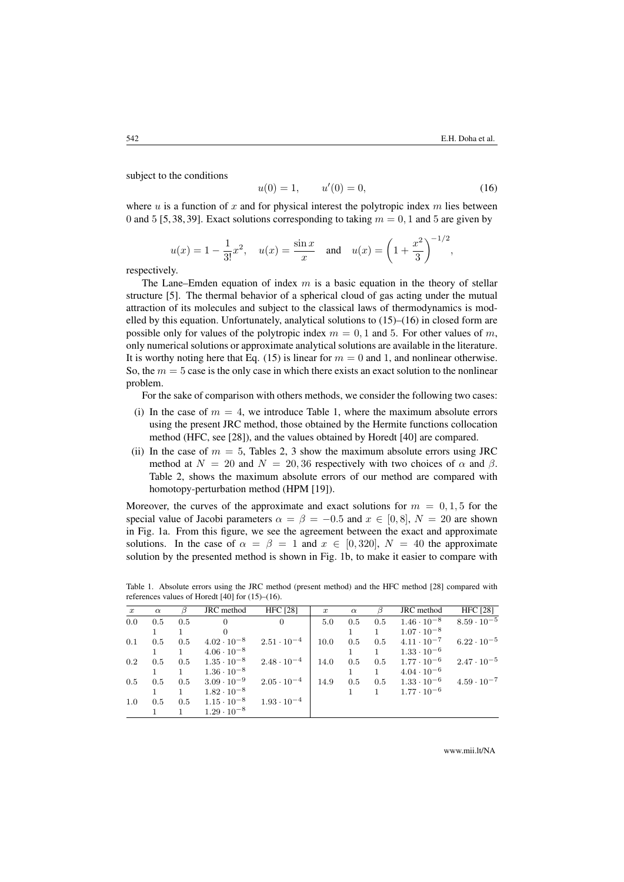subject to the conditions

$$u(0) = 1, \qquad u'(0) = 0, \tag{16}$$

where $u$ is a function of $x$ and for physical interest the polytropic index $m$ lies between 0 and 5 [5, 38, 39]. Exact solutions corresponding to taking $m = 0, 1$ and 5 are given by

$$u(x) = 1 - \frac{1}{3!}x^2, \quad u(x) = \frac{\sin x}{x} \quad \text{and} \quad u(x) = \left(1 + \frac{x^2}{3}\right)^{-1/2},$$

respectively.

The Lane–Emden equation of index $m$ is a basic equation in the theory of stellar structure [5]. The thermal behavior of a spherical cloud of gas acting under the mutual attraction of its molecules and subject to the classical laws of thermodynamics is modelled by this equation. Unfortunately, analytical solutions to (15)–(16) in closed form are possible only for values of the polytropic index $m = 0, 1$ and 5. For other values of $m$, only numerical solutions or approximate analytical solutions are available in the literature. It is worthy noting here that Eq. (15) is linear for $m = 0$ and 1, and nonlinear otherwise. So, the $m = 5$ case is the only case in which there exists an exact solution to the nonlinear problem.

For the sake of comparison with others methods, we consider the following two cases:

(i) In the case of $m = 4$, we introduce Table 1, where the maximum absolute errors using the present JRC method, those obtained by the Hermite functions collocation method (HFC, see [28]), and the values obtained by Horedt [40] are compared.

(ii) In the case of $m = 5$, Tables 2, 3 show the maximum absolute errors using JRC method at $N = 20$ and $N = 20, 36$ respectively with two choices of $\alpha$ and $\beta$. Table 2, shows the maximum absolute errors of our method are compared with homotopy-perturbation method (HPM [19]).

Moreover, the curves of the approximate and exact solutions for $m = 0, 1, 5$ for the special value of Jacobi parameters $\alpha = \beta = -0.5$ and $x \in [0, 8]$, $N = 20$ are shown in Fig. 1a. From this figure, we see the agreement between the exact and approximate solutions. In the case of $\alpha = \beta = 1$ and $x \in [0, 320]$, $N = 40$ the approximate solution by the presented method is shown in Fig. 1b, to make it easier to compare with

Table 1. Absolute errors using the JRC method (present method) and the HFC method [28] compared with references values of Horedt [40] for (15)–(16).

| $x$ | $\alpha$ | $\beta$ | JRC method | HFC [28] | $x$ | $\alpha$ | $\beta$ | JRC method | HFC [28] |
|---|---|---|---|---|---|---|---|---|---|
| 0.0 | 0.5 | 0.5 | 0 | 0 | 5.0 | 0.5 | 0.5 | $1.46 \cdot 10^{-8}$ | $8.59 \cdot 10^{-5}$ |
| | 1 | 1 | 0 | | | 1 | 1 | $1.07 \cdot 10^{-8}$ | |
| 0.1 | 0.5 | 0.5 | $4.02 \cdot 10^{-8}$ | $2.51 \cdot 10^{-4}$ | 10.0 | 0.5 | 0.5 | $4.11 \cdot 10^{-7}$ | $6.22 \cdot 10^{-5}$ |
| | 1 | 1 | $4.06 \cdot 10^{-8}$ | | | 1 | 1 | $1.33 \cdot 10^{-6}$ | |
| 0.2 | 0.5 | 0.5 | $1.35 \cdot 10^{-8}$ | $2.48 \cdot 10^{-4}$ | 14.0 | 0.5 | 0.5 | $1.77 \cdot 10^{-6}$ | $2.47 \cdot 10^{-5}$ |
| | 1 | 1 | $1.36 \cdot 10^{-8}$ | | | 1 | 1 | $4.04 \cdot 10^{-6}$ | |
| 0.5 | 0.5 | 0.5 | $3.09 \cdot 10^{-9}$ | $2.05 \cdot 10^{-4}$ | 14.9 | 0.5 | 0.5 | $1.33 \cdot 10^{-6}$ | $4.59 \cdot 10^{-7}$ |
| | 1 | 1 | $1.82 \cdot 10^{-8}$ | | | 1 | 1 | $1.77 \cdot 10^{-6}$ | |
| 1.0 | 0.5 | 0.5 | $1.15 \cdot 10^{-8}$ | $1.93 \cdot 10^{-4}$ | | | | | |
| | 1 | 1 | $1.29 \cdot 10^{-8}$ | | | | | | |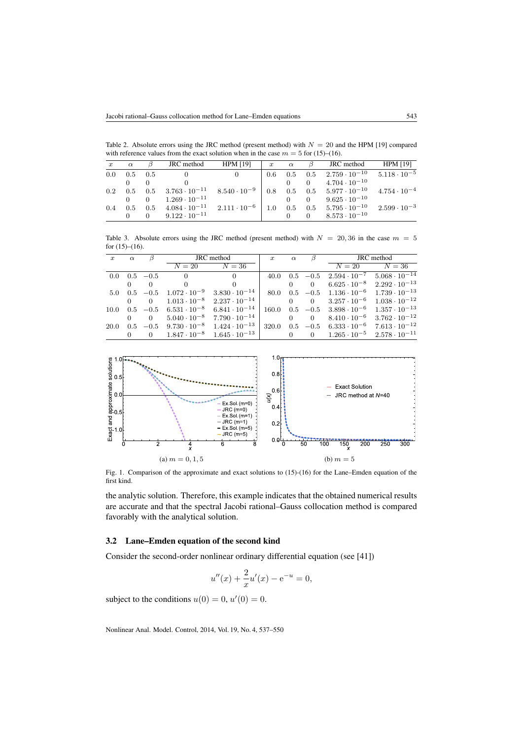Table 2. Absolute errors using the JRC method (present method) with $N = 20$ and the HPM [19] compared with reference values from the exact solution when in the case $m = 5$ for (15)–(16).

| $x$ | $\alpha$ | $\beta$ | JRC method | HPM [19] | $x$ | $\alpha$ | $\beta$ | JRC method | HPM [19] |
|---|---|---|---|---|---|---|---|---|---|
| 0.0 | 0.5 | 0.5 | 0 | 0 | 0.6 | 0.5 | 0.5 | $2.759 \cdot 10^{-10}$ | $5.118 \cdot 10^{-5}$ |
| | 0 | 0 | 0 | | | 0 | 0 | $4.704 \cdot 10^{-10}$ | |
| 0.2 | 0.5 | 0.5 | $3.763 \cdot 10^{-11}$ | $8.540 \cdot 10^{-9}$ | 0.8 | 0.5 | 0.5 | $5.977 \cdot 10^{-10}$ | $4.754 \cdot 10^{-4}$ |
| | 0 | 0 | $1.269 \cdot 10^{-11}$ | | | 0 | 0 | $9.625 \cdot 10^{-10}$ | |
| 0.4 | 0.5 | 0.5 | $4.084 \cdot 10^{-11}$ | $2.111 \cdot 10^{-6}$ | 1.0 | 0.5 | 0.5 | $5.795 \cdot 10^{-10}$ | $2.599 \cdot 10^{-3}$ |
| | 0 | 0 | $9.122 \cdot 10^{-11}$ | | | 0 | 0 | $8.573 \cdot 10^{-10}$ | |

Table 3. Absolute errors using the JRC method (present method) with $N = 20, 36$ in the case $m = 5$ for (15)–(16).

| $x$ | $\alpha$ | $\beta$ | JRC method | | $x$ | $\alpha$ | $\beta$ | JRC method | |
|---|---|---|---|---|---|---|---|---|---|
| | | | $N = 20$ | $N = 36$ | | | | $N = 20$ | $N = 36$ |
| 0.0 | 0.5 | $-0.5$ | 0 | 0 | 40.0 | 0.5 | $-0.5$ | $2.594 \cdot 10^{-7}$ | $5.068 \cdot 10^{-14}$ |
| | 0 | 0 | 0 | 0 | | 0 | 0 | $6.625 \cdot 10^{-8}$ | $2.292 \cdot 10^{-13}$ |
| 5.0 | 0.5 | $-0.5$ | $1.072 \cdot 10^{-9}$ | $3.830 \cdot 10^{-14}$ | 80.0 | 0.5 | $-0.5$ | $1.136 \cdot 10^{-6}$ | $1.739 \cdot 10^{-13}$ |
| | 0 | 0 | $1.013 \cdot 10^{-8}$ | $2.237 \cdot 10^{-14}$ | | 0 | 0 | $3.257 \cdot 10^{-6}$ | $1.038 \cdot 10^{-12}$ |
| 10.0 | 0.5 | $-0.5$ | $6.531 \cdot 10^{-8}$ | $6.841 \cdot 10^{-14}$ | 160.0 | 0.5 | $-0.5$ | $3.898 \cdot 10^{-6}$ | $1.357 \cdot 10^{-13}$ |
| | 0 | 0 | $5.040 \cdot 10^{-8}$ | $7.790 \cdot 10^{-14}$ | | 0 | 0 | $8.410 \cdot 10^{-6}$ | $3.762 \cdot 10^{-12}$ |
| 20.0 | 0.5 | $-0.5$ | $9.730 \cdot 10^{-8}$ | $1.424 \cdot 10^{-13}$ | 320.0 | 0.5 | $-0.5$ | $6.333 \cdot 10^{-6}$ | $7.613 \cdot 10^{-12}$ |
| | 0 | 0 | $1.847 \cdot 10^{-8}$ | $1.645 \cdot 10^{-13}$ | | 0 | 0 | $1.265 \cdot 10^{-5}$ | $2.578 \cdot 10^{-11}$ |

(a) $m = 0, 1, 5$ (b) $m = 5$

Fig. 1. Comparison of the approximate and exact solutions to (15)-(16) for the Lane–Emden equation of the first kind.

the analytic solution. Therefore, this example indicates that the obtained numerical results are accurate and that the spectral Jacobi rational–Gauss collocation method is compared favorably with the analytical solution.

### 3.2 Lane–Emden equation of the second kind

Consider the second-order nonlinear ordinary differential equation (see [41])

$$u''(x) + \frac{2}{x}u'(x) - \mathrm{e}^{-u} = 0,$$

subject to the conditions $u(0) = 0$, $u'(0) = 0$.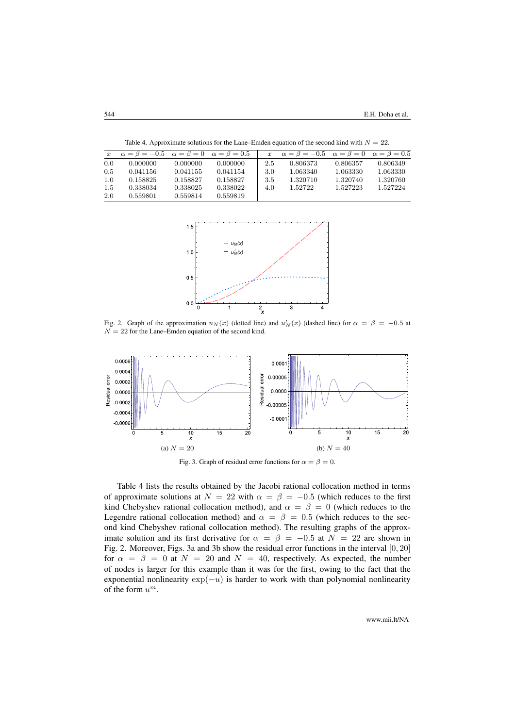Table 4. Approximate solutions for the Lane–Emden equation of the second kind with $N = 22$.

| $x$ | $\alpha=\beta=-0.5$ | $\alpha=\beta=0$ | $\alpha=\beta=0.5$ | $x$ | $\alpha=\beta=-0.5$ | $\alpha=\beta=0$ | $\alpha=\beta=0.5$ |
|---|---|---|---|---|---|---|---|
| 0.0 | 0.000000 | 0.000000 | 0.000000 | 2.5 | 0.806373 | 0.806357 | 0.806349 |
| 0.5 | 0.041156 | 0.041155 | 0.041154 | 3.0 | 1.063340 | 1.063330 | 1.063330 |
| 1.0 | 0.158825 | 0.158827 | 0.158827 | 3.5 | 1.320710 | 1.320740 | 1.320760 |
| 1.5 | 0.338034 | 0.338025 | 0.338022 | 4.0 | 1.52722 | 1.527223 | 1.527224 |
| 2.0 | 0.559801 | 0.559814 | 0.559819 | | | | |

Fig. 2. Graph of the approximation $u_N(x)$ (dotted line) and $u'_N(x)$ (dashed line) for $\alpha = \beta = -0.5$ at $N = 22$ for the Lane–Emden equation of the second kind.

(a) $N = 20$

(b) $N = 40$

Fig. 3. Graph of residual error functions for $\alpha = \beta = 0$.

Table 4 lists the results obtained by the Jacobi rational collocation method in terms of approximate solutions at $N = 22$ with $\alpha = \beta = -0.5$ (which reduces to the first kind Chebyshev rational collocation method), and $\alpha = \beta = 0$ (which reduces to the Legendre rational collocation method) and $\alpha = \beta = 0.5$ (which reduces to the second kind Chebyshev rational collocation method). The resulting graphs of the approximate solution and its first derivative for $\alpha = \beta = -0.5$ at $N = 22$ are shown in Fig. 2. Moreover, Figs. 3a and 3b show the residual error functions in the interval $[0, 20]$ for $\alpha = \beta = 0$ at $N = 20$ and $N = 40$, respectively. As expected, the number of nodes is larger for this example than it was for the first, owing to the fact that the exponential nonlinearity $\exp(-u)$ is harder to work with than polynomial nonlinearity of the form $u^m$.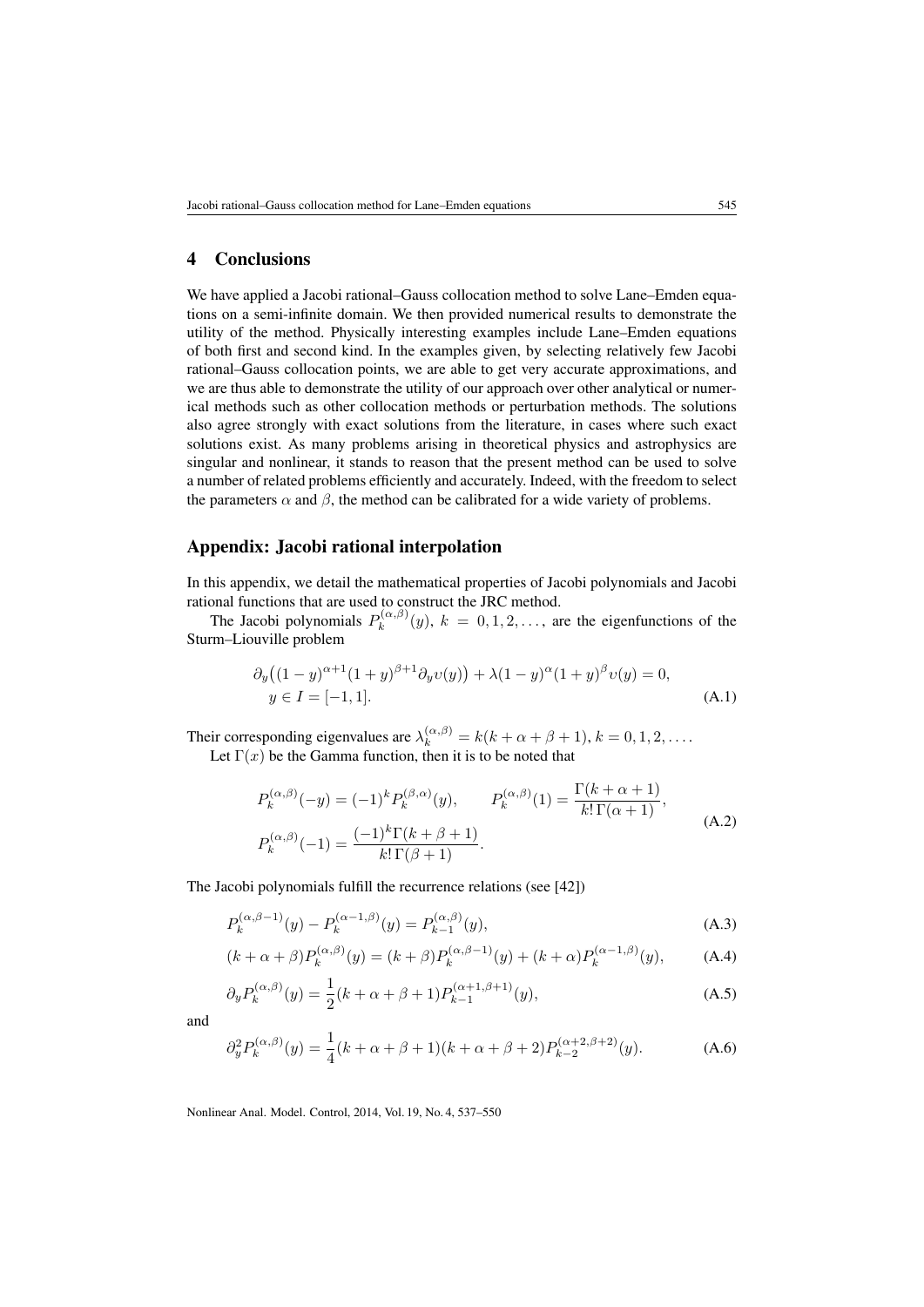## 4 Conclusions

We have applied a Jacobi rational–Gauss collocation method to solve Lane–Emden equations on a semi-infinite domain. We then provided numerical results to demonstrate the utility of the method. Physically interesting examples include Lane–Emden equations of both first and second kind. In the examples given, by selecting relatively few Jacobi rational–Gauss collocation points, we are able to get very accurate approximations, and we are thus able to demonstrate the utility of our approach over other analytical or numerical methods such as other collocation methods or perturbation methods. The solutions also agree strongly with exact solutions from the literature, in cases where such exact solutions exist. As many problems arising in theoretical physics and astrophysics are singular and nonlinear, it stands to reason that the present method can be used to solve a number of related problems efficiently and accurately. Indeed, with the freedom to select the parameters $\alpha$ and $\beta$, the method can be calibrated for a wide variety of problems.

## Appendix: Jacobi rational interpolation

In this appendix, we detail the mathematical properties of Jacobi polynomials and Jacobi rational functions that are used to construct the JRC method.

The Jacobi polynomials $P_k^{(\alpha,\beta)}(y)$, $k = 0, 1, 2, \dots$, are the eigenfunctions of the Sturm–Liouville problem

$$\partial_y\big((1-y)^{\alpha+1}(1+y)^{\beta+1}\partial_y \upsilon(y)\big) + \lambda(1-y)^{\alpha}(1+y)^{\beta}\upsilon(y) = 0,$$
$$y \in I = [-1, 1]. \tag{A.1}$$

Their corresponding eigenvalues are $\lambda_k^{(\alpha,\beta)} = k(k+\alpha+\beta+1)$, $k = 0, 1, 2, \dots$.

Let $\Gamma(x)$ be the Gamma function, then it is to be noted that

$$P_k^{(\alpha,\beta)}(-y) = (-1)^k P_k^{(\beta,\alpha)}(y), \qquad P_k^{(\alpha,\beta)}(1) = \frac{\Gamma(k+\alpha+1)}{k!\,\Gamma(\alpha+1)},$$
$$P_k^{(\alpha,\beta)}(-1) = \frac{(-1)^k\Gamma(k+\beta+1)}{k!\,\Gamma(\beta+1)}. \tag{A.2}$$

The Jacobi polynomials fulfill the recurrence relations (see [42])

$$P_k^{(\alpha,\beta-1)}(y) - P_k^{(\alpha-1,\beta)}(y) = P_{k-1}^{(\alpha,\beta)}(y), \tag{A.3}$$

$$(k+\alpha+\beta)P_k^{(\alpha,\beta)}(y) = (k+\beta)P_k^{(\alpha,\beta-1)}(y) + (k+\alpha)P_k^{(\alpha-1,\beta)}(y), \tag{A.4}$$

$$\partial_y P_k^{(\alpha,\beta)}(y) = \frac{1}{2}(k+\alpha+\beta+1)P_{k-1}^{(\alpha+1,\beta+1)}(y), \tag{A.5}$$

and

$$\partial_y^2 P_k^{(\alpha,\beta)}(y) = \frac{1}{4}(k+\alpha+\beta+1)(k+\alpha+\beta+2)P_{k-2}^{(\alpha+2,\beta+2)}(y). \tag{A.6}$$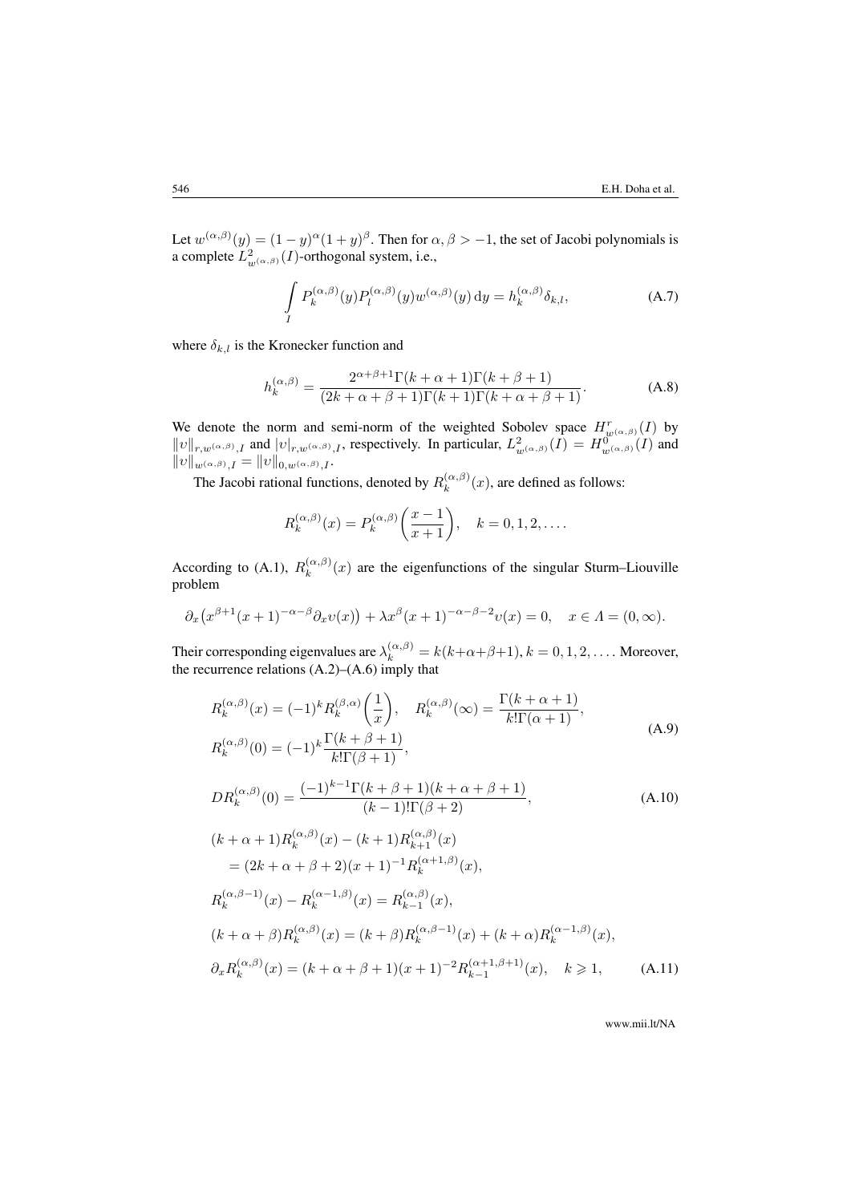Let $w^{(\alpha,\beta)}(y) = (1-y)^{\alpha}(1+y)^{\beta}$. Then for $\alpha, \beta > -1$, the set of Jacobi polynomials is a complete $L^2_{w^{(\alpha,\beta)}}(I)$-orthogonal system, i.e.,

$$\int_I P_k^{(\alpha,\beta)}(y) P_l^{(\alpha,\beta)}(y) w^{(\alpha,\beta)}(y)\,\mathrm{d}y = h_k^{(\alpha,\beta)} \delta_{k,l}, \tag{A.7}$$

where $\delta_{k,l}$ is the Kronecker function and

$$h_k^{(\alpha,\beta)} = \frac{2^{\alpha+\beta+1}\Gamma(k+\alpha+1)\Gamma(k+\beta+1)}{(2k+\alpha+\beta+1)\Gamma(k+1)\Gamma(k+\alpha+\beta+1)}. \tag{A.8}$$

We denote the norm and semi-norm of the weighted Sobolev space $H^r_{w^{(\alpha,\beta)}}(I)$ by $\|v\|_{r,w^{(\alpha,\beta)},I}$ and $|v|_{r,w^{(\alpha,\beta)},I}$, respectively. In particular, $L^2_{w^{(\alpha,\beta)}}(I) = H^0_{w^{(\alpha,\beta)}}(I)$ and $\|v\|_{w^{(\alpha,\beta)},I} = \|v\|_{0,w^{(\alpha,\beta)},I}$.

The Jacobi rational functions, denoted by $R_k^{(\alpha,\beta)}(x)$, are defined as follows:

$$R_k^{(\alpha,\beta)}(x) = P_k^{(\alpha,\beta)}\left(\frac{x-1}{x+1}\right), \quad k = 0, 1, 2, \ldots.$$

According to (A.1), $R_k^{(\alpha,\beta)}(x)$ are the eigenfunctions of the singular Sturm–Liouville problem

$$\partial_x\big(x^{\beta+1}(x+1)^{-\alpha-\beta}\partial_x v(x)\big) + \lambda x^{\beta}(x+1)^{-\alpha-\beta-2}v(x) = 0, \quad x \in \Lambda = (0,\infty).$$

Their corresponding eigenvalues are $\lambda_k^{(\alpha,\beta)} = k(k+\alpha+\beta+1)$, $k = 0, 1, 2, \ldots$. Moreover, the recurrence relations (A.2)–(A.6) imply that

$$\begin{aligned}
&R_k^{(\alpha,\beta)}(x) = (-1)^k R_k^{(\beta,\alpha)}\left(\frac{1}{x}\right), \quad R_k^{(\alpha,\beta)}(\infty) = \frac{\Gamma(k+\alpha+1)}{k!\Gamma(\alpha+1)}, \\
&R_k^{(\alpha,\beta)}(0) = (-1)^k \frac{\Gamma(k+\beta+1)}{k!\Gamma(\beta+1)},
\end{aligned} \tag{A.9}$$

$$DR_k^{(\alpha,\beta)}(0) = \frac{(-1)^{k-1}\Gamma(k+\beta+1)(k+\alpha+\beta+1)}{(k-1)!\Gamma(\beta+2)}, \tag{A.10}$$

$$\begin{aligned}
&(k+\alpha+1)R_k^{(\alpha,\beta)}(x) - (k+1)R_{k+1}^{(\alpha,\beta)}(x) \\
&\quad = (2k+\alpha+\beta+2)(x+1)^{-1}R_k^{(\alpha+1,\beta)}(x), \\
&R_k^{(\alpha,\beta-1)}(x) - R_k^{(\alpha-1,\beta)}(x) = R_{k-1}^{(\alpha,\beta)}(x), \\
&(k+\alpha+\beta)R_k^{(\alpha,\beta)}(x) = (k+\beta)R_k^{(\alpha,\beta-1)}(x) + (k+\alpha)R_k^{(\alpha-1,\beta)}(x), \\
&\partial_x R_k^{(\alpha,\beta)}(x) = (k+\alpha+\beta+1)(x+1)^{-2}R_{k-1}^{(\alpha+1,\beta+1)}(x), \quad k \geqslant 1,
\end{aligned} \tag{A.11}$$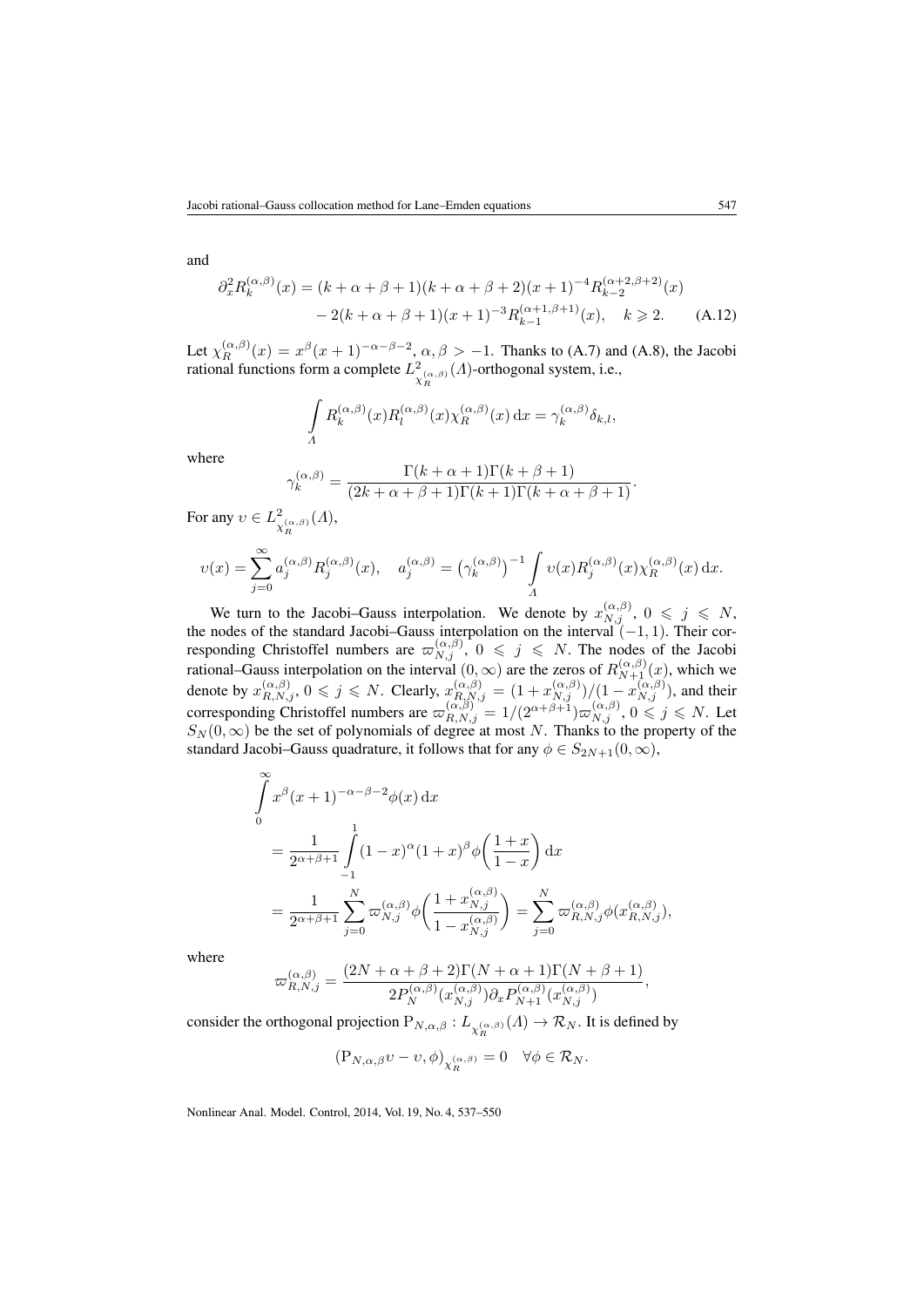and

$$\partial_x^2 R_k^{(\alpha,\beta)}(x) = (k+\alpha+\beta+1)(k+\alpha+\beta+2)(x+1)^{-4} R_{k-2}^{(\alpha+2,\beta+2)}(x) \\ - 2(k+\alpha+\beta+1)(x+1)^{-3} R_{k-1}^{(\alpha+1,\beta+1)}(x), \quad k \geqslant 2. \qquad \text{(A.12)}$$

Let $\chi_R^{(\alpha,\beta)}(x) = x^\beta (x+1)^{-\alpha-\beta-2}$, $\alpha, \beta > -1$. Thanks to (A.7) and (A.8), the Jacobi rational functions form a complete $L^2_{\chi_R^{(\alpha,\beta)}}(\Lambda)$-orthogonal system, i.e.,

$$\int_\Lambda R_k^{(\alpha,\beta)}(x) R_l^{(\alpha,\beta)}(x) \chi_R^{(\alpha,\beta)}(x)\,\mathrm{d}x = \gamma_k^{(\alpha,\beta)} \delta_{k,l},$$

where

$$\gamma_k^{(\alpha,\beta)} = \frac{\Gamma(k+\alpha+1)\Gamma(k+\beta+1)}{(2k+\alpha+\beta+1)\Gamma(k+1)\Gamma(k+\alpha+\beta+1)}.$$

For any $\upsilon \in L^2_{\chi_R^{(\alpha,\beta)}}(\Lambda)$,

$$\upsilon(x) = \sum_{j=0}^\infty a_j^{(\alpha,\beta)} R_j^{(\alpha,\beta)}(x), \quad a_j^{(\alpha,\beta)} = \left(\gamma_k^{(\alpha,\beta)}\right)^{-1} \int_\Lambda \upsilon(x) R_j^{(\alpha,\beta)}(x) \chi_R^{(\alpha,\beta)}(x)\,\mathrm{d}x.$$

We turn to the Jacobi–Gauss interpolation. We denote by $x_{N,j}^{(\alpha,\beta)}$, $0 \leqslant j \leqslant N$, the nodes of the standard Jacobi–Gauss interpolation on the interval $(-1,1)$. Their corresponding Christoffel numbers are $\varpi_{N,j}^{(\alpha,\beta)}$, $0 \leqslant j \leqslant N$. The nodes of the Jacobi rational–Gauss interpolation on the interval $(0,\infty)$ are the zeros of $R_{N+1}^{(\alpha,\beta)}(x)$, which we denote by $x_{R,N,j}^{(\alpha,\beta)}$, $0 \leqslant j \leqslant N$. Clearly, $x_{R,N,j}^{(\alpha,\beta)} = (1+x_{N,j}^{(\alpha,\beta)})/(1-x_{N,j}^{(\alpha,\beta)})$, and their corresponding Christoffel numbers are $\varpi_{R,N,j}^{(\alpha,\beta)} = 1/(2^{\alpha+\beta+1})\varpi_{N,j}^{(\alpha,\beta)}$, $0 \leqslant j \leqslant N$. Let $S_N(0,\infty)$ be the set of polynomials of degree at most $N$. Thanks to the property of the standard Jacobi–Gauss quadrature, it follows that for any $\phi \in S_{2N+1}(0,\infty)$,

$$\begin{aligned}
&\int_0^\infty x^\beta (x+1)^{-\alpha-\beta-2} \phi(x)\,\mathrm{d}x \\
&= \frac{1}{2^{\alpha+\beta+1}} \int_{-1}^1 (1-x)^\alpha (1+x)^\beta \phi\left(\frac{1+x}{1-x}\right) \mathrm{d}x \\
&= \frac{1}{2^{\alpha+\beta+1}} \sum_{j=0}^N \varpi_{N,j}^{(\alpha,\beta)} \phi\left(\frac{1+x_{N,j}^{(\alpha,\beta)}}{1-x_{N,j}^{(\alpha,\beta)}}\right) = \sum_{j=0}^N \varpi_{R,N,j}^{(\alpha,\beta)} \phi(x_{R,N,j}^{(\alpha,\beta)}),
\end{aligned}$$

where

$$\varpi_{R,N,j}^{(\alpha,\beta)} = \frac{(2N+\alpha+\beta+2)\Gamma(N+\alpha+1)\Gamma(N+\beta+1)}{2P_N^{(\alpha,\beta)}(x_{N,j}^{(\alpha,\beta)})\partial_x P_{N+1}^{(\alpha,\beta)}(x_{N,j}^{(\alpha,\beta)})},$$

consider the orthogonal projection $\mathrm{P}_{N,\alpha,\beta} : L_{\chi_R^{(\alpha,\beta)}}(\Lambda) \to \mathcal{R}_N$. It is defined by

$$(\mathrm{P}_{N,\alpha,\beta}\upsilon - \upsilon, \phi)_{\chi_R^{(\alpha,\beta)}} = 0 \quad \forall \phi \in \mathcal{R}_N.$$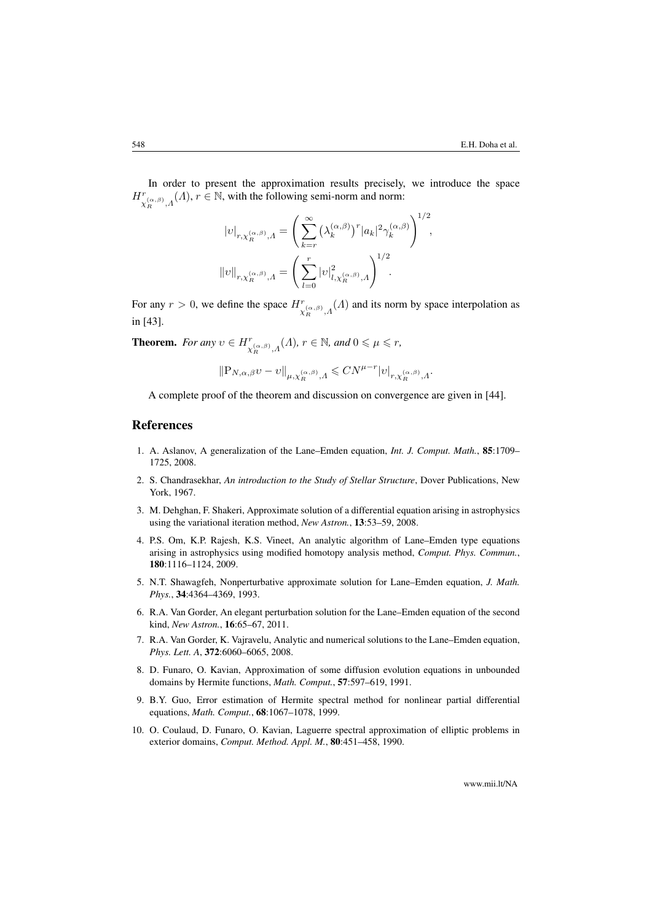In order to present the approximation results precisely, we introduce the space $H^r_{\chi_R^{(\alpha,\beta)},\Lambda}(\Lambda)$, $r \in \mathbb{N}$, with the following semi-norm and norm:

$$|\upsilon|_{r,\chi_R^{(\alpha,\beta)},\Lambda} = \left( \sum_{k=r}^{\infty} \left(\lambda_k^{(\alpha,\beta)}\right)^r |a_k|^2 \gamma_k^{(\alpha,\beta)} \right)^{1/2},$$

$$\|\upsilon\|_{r,\chi_R^{(\alpha,\beta)},\Lambda} = \left( \sum_{l=0}^{r} |\upsilon|^2_{l,\chi_R^{(\alpha,\beta)},\Lambda} \right)^{1/2}.$$

For any $r > 0$, we define the space $H^r_{\chi_R^{(\alpha,\beta)},\Lambda}(\Lambda)$ and its norm by space interpolation as in [43].

**Theorem.** *For any* $\upsilon \in H^r_{\chi_R^{(\alpha,\beta)},\Lambda}(\Lambda)$, $r \in \mathbb{N}$, *and* $0 \leqslant \mu \leqslant r$,

$$\|\mathrm{P}_{N,\alpha,\beta}\upsilon - \upsilon\|_{\mu,\chi_R^{(\alpha,\beta)},\Lambda} \leqslant CN^{\mu-r}|\upsilon|_{r,\chi_R^{(\alpha,\beta)},\Lambda}.$$

A complete proof of the theorem and discussion on convergence are given in [44].

## References

1. A. Aslanov, A generalization of the Lane–Emden equation, *Int. J. Comput. Math.*, **85**:1709–1725, 2008.
2. S. Chandrasekhar, *An introduction to the Study of Stellar Structure*, Dover Publications, New York, 1967.
3. M. Dehghan, F. Shakeri, Approximate solution of a differential equation arising in astrophysics using the variational iteration method, *New Astron.*, **13**:53–59, 2008.
4. P.S. Om, K.P. Rajesh, K.S. Vineet, An analytic algorithm of Lane–Emden type equations arising in astrophysics using modified homotopy analysis method, *Comput. Phys. Commun.*, **180**:1116–1124, 2009.
5. N.T. Shawagfeh, Nonperturbative approximate solution for Lane–Emden equation, *J. Math. Phys.*, **34**:4364–4369, 1993.
6. R.A. Van Gorder, An elegant perturbation solution for the Lane–Emden equation of the second kind, *New Astron.*, **16**:65–67, 2011.
7. R.A. Van Gorder, K. Vajravelu, Analytic and numerical solutions to the Lane–Emden equation, *Phys. Lett. A*, **372**:6060–6065, 2008.
8. D. Funaro, O. Kavian, Approximation of some diffusion evolution equations in unbounded domains by Hermite functions, *Math. Comput.*, **57**:597–619, 1991.
9. B.Y. Guo, Error estimation of Hermite spectral method for nonlinear partial differential equations, *Math. Comput.*, **68**:1067–1078, 1999.
10. O. Coulaud, D. Funaro, O. Kavian, Laguerre spectral approximation of elliptic problems in exterior domains, *Comput. Method. Appl. M.*, **80**:451–458, 1990.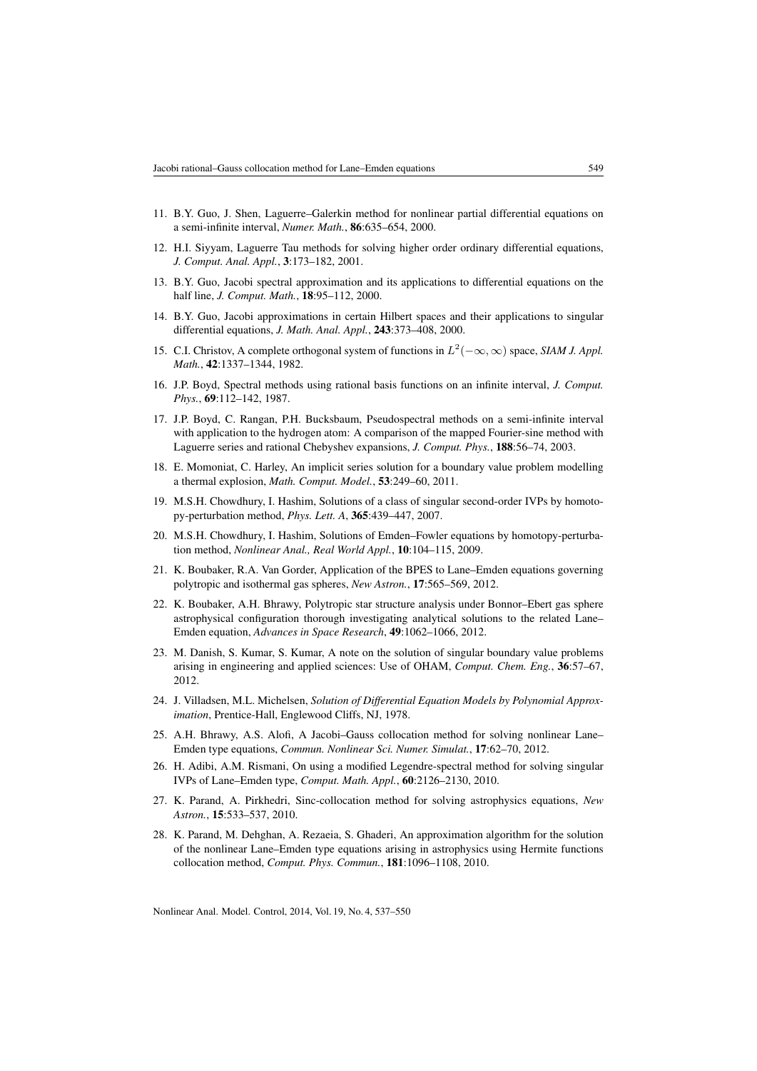11. B.Y. Guo, J. Shen, Laguerre–Galerkin method for nonlinear partial differential equations on a semi-infinite interval, *Numer. Math.*, **86**:635–654, 2000.
12. H.I. Siyyam, Laguerre Tau methods for solving higher order ordinary differential equations, *J. Comput. Anal. Appl.*, **3**:173–182, 2001.
13. B.Y. Guo, Jacobi spectral approximation and its applications to differential equations on the half line, *J. Comput. Math.*, **18**:95–112, 2000.
14. B.Y. Guo, Jacobi approximations in certain Hilbert spaces and their applications to singular differential equations, *J. Math. Anal. Appl.*, **243**:373–408, 2000.
15. C.I. Christov, A complete orthogonal system of functions in $L^2(-\infty, \infty)$ space, *SIAM J. Appl. Math.*, **42**:1337–1344, 1982.
16. J.P. Boyd, Spectral methods using rational basis functions on an infinite interval, *J. Comput. Phys.*, **69**:112–142, 1987.
17. J.P. Boyd, C. Rangan, P.H. Bucksbaum, Pseudospectral methods on a semi-infinite interval with application to the hydrogen atom: A comparison of the mapped Fourier-sine method with Laguerre series and rational Chebyshev expansions, *J. Comput. Phys.*, **188**:56–74, 2003.
18. E. Momoniat, C. Harley, An implicit series solution for a boundary value problem modelling a thermal explosion, *Math. Comput. Model.*, **53**:249–60, 2011.
19. M.S.H. Chowdhury, I. Hashim, Solutions of a class of singular second-order IVPs by homotopy-perturbation method, *Phys. Lett. A*, **365**:439–447, 2007.
20. M.S.H. Chowdhury, I. Hashim, Solutions of Emden–Fowler equations by homotopy-perturbation method, *Nonlinear Anal., Real World Appl.*, **10**:104–115, 2009.
21. K. Boubaker, R.A. Van Gorder, Application of the BPES to Lane–Emden equations governing polytropic and isothermal gas spheres, *New Astron.*, **17**:565–569, 2012.
22. K. Boubaker, A.H. Bhrawy, Polytropic star structure analysis under Bonnor–Ebert gas sphere astrophysical configuration thorough investigating analytical solutions to the related Lane–Emden equation, *Advances in Space Research*, **49**:1062–1066, 2012.
23. M. Danish, S. Kumar, S. Kumar, A note on the solution of singular boundary value problems arising in engineering and applied sciences: Use of OHAM, *Comput. Chem. Eng.*, **36**:57–67, 2012.
24. J. Villadsen, M.L. Michelsen, *Solution of Differential Equation Models by Polynomial Approximation*, Prentice-Hall, Englewood Cliffs, NJ, 1978.
25. A.H. Bhrawy, A.S. Alofi, A Jacobi–Gauss collocation method for solving nonlinear Lane–Emden type equations, *Commun. Nonlinear Sci. Numer. Simulat.*, **17**:62–70, 2012.
26. H. Adibi, A.M. Rismani, On using a modified Legendre-spectral method for solving singular IVPs of Lane–Emden type, *Comput. Math. Appl.*, **60**:2126–2130, 2010.
27. K. Parand, A. Pirkhedri, Sinc-collocation method for solving astrophysics equations, *New Astron.*, **15**:533–537, 2010.
28. K. Parand, M. Dehghan, A. Rezaeia, S. Ghaderi, An approximation algorithm for the solution of the nonlinear Lane–Emden type equations arising in astrophysics using Hermite functions collocation method, *Comput. Phys. Commun.*, **181**:1096–1108, 2010.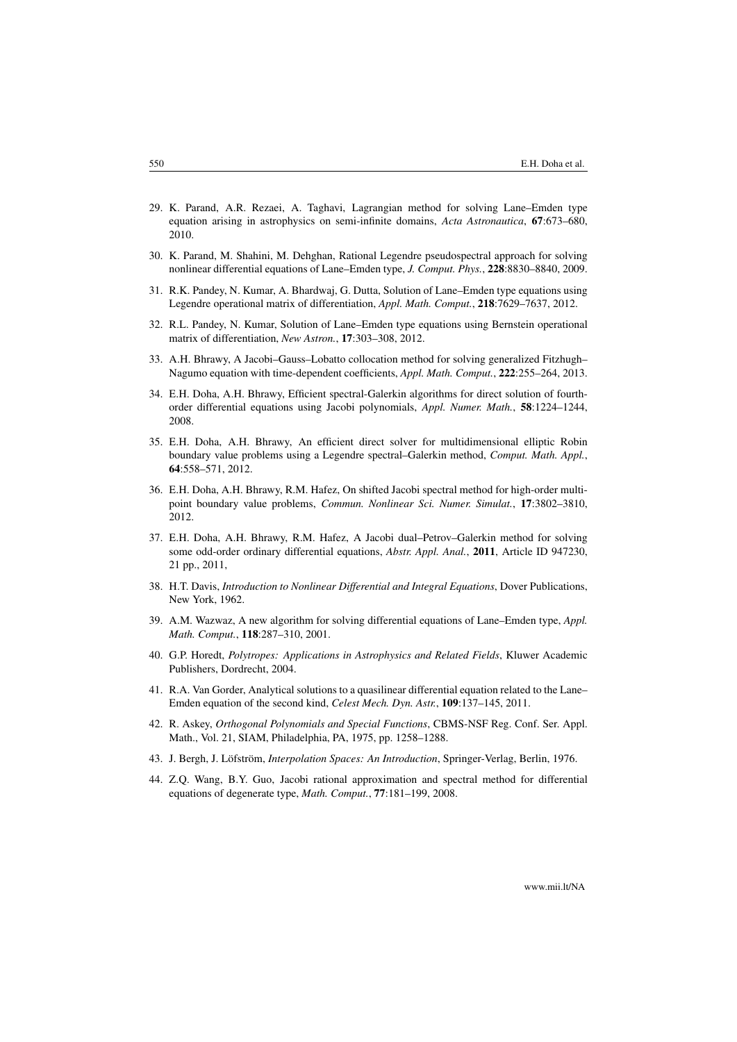29. K. Parand, A.R. Rezaei, A. Taghavi, Lagrangian method for solving Lane–Emden type equation arising in astrophysics on semi-infinite domains, *Acta Astronautica*, **67**:673–680, 2010.

30. K. Parand, M. Shahini, M. Dehghan, Rational Legendre pseudospectral approach for solving nonlinear differential equations of Lane–Emden type, *J. Comput. Phys.*, **228**:8830–8840, 2009.

31. R.K. Pandey, N. Kumar, A. Bhardwaj, G. Dutta, Solution of Lane–Emden type equations using Legendre operational matrix of differentiation, *Appl. Math. Comput.*, **218**:7629–7637, 2012.

32. R.L. Pandey, N. Kumar, Solution of Lane–Emden type equations using Bernstein operational matrix of differentiation, *New Astron.*, **17**:303–308, 2012.

33. A.H. Bhrawy, A Jacobi–Gauss–Lobatto collocation method for solving generalized Fitzhugh–Nagumo equation with time-dependent coefficients, *Appl. Math. Comput.*, **222**:255–264, 2013.

34. E.H. Doha, A.H. Bhrawy, Efficient spectral-Galerkin algorithms for direct solution of fourth-order differential equations using Jacobi polynomials, *Appl. Numer. Math.*, **58**:1224–1244, 2008.

35. E.H. Doha, A.H. Bhrawy, An efficient direct solver for multidimensional elliptic Robin boundary value problems using a Legendre spectral–Galerkin method, *Comput. Math. Appl.*, **64**:558–571, 2012.

36. E.H. Doha, A.H. Bhrawy, R.M. Hafez, On shifted Jacobi spectral method for high-order multi-point boundary value problems, *Commun. Nonlinear Sci. Numer. Simulat.*, **17**:3802–3810, 2012.

37. E.H. Doha, A.H. Bhrawy, R.M. Hafez, A Jacobi dual–Petrov–Galerkin method for solving some odd-order ordinary differential equations, *Abstr. Appl. Anal.*, **2011**, Article ID 947230, 21 pp., 2011,

38. H.T. Davis, *Introduction to Nonlinear Differential and Integral Equations*, Dover Publications, New York, 1962.

39. A.M. Wazwaz, A new algorithm for solving differential equations of Lane–Emden type, *Appl. Math. Comput.*, **118**:287–310, 2001.

40. G.P. Horedt, *Polytropes: Applications in Astrophysics and Related Fields*, Kluwer Academic Publishers, Dordrecht, 2004.

41. R.A. Van Gorder, Analytical solutions to a quasilinear differential equation related to the Lane–Emden equation of the second kind, *Celest Mech. Dyn. Astr.*, **109**:137–145, 2011.

42. R. Askey, *Orthogonal Polynomials and Special Functions*, CBMS-NSF Reg. Conf. Ser. Appl. Math., Vol. 21, SIAM, Philadelphia, PA, 1975, pp. 1258–1288.

43. J. Bergh, J. Löfström, *Interpolation Spaces: An Introduction*, Springer-Verlag, Berlin, 1976.

44. Z.Q. Wang, B.Y. Guo, Jacobi rational approximation and spectral method for differential equations of degenerate type, *Math. Comput.*, **77**:181–199, 2008.